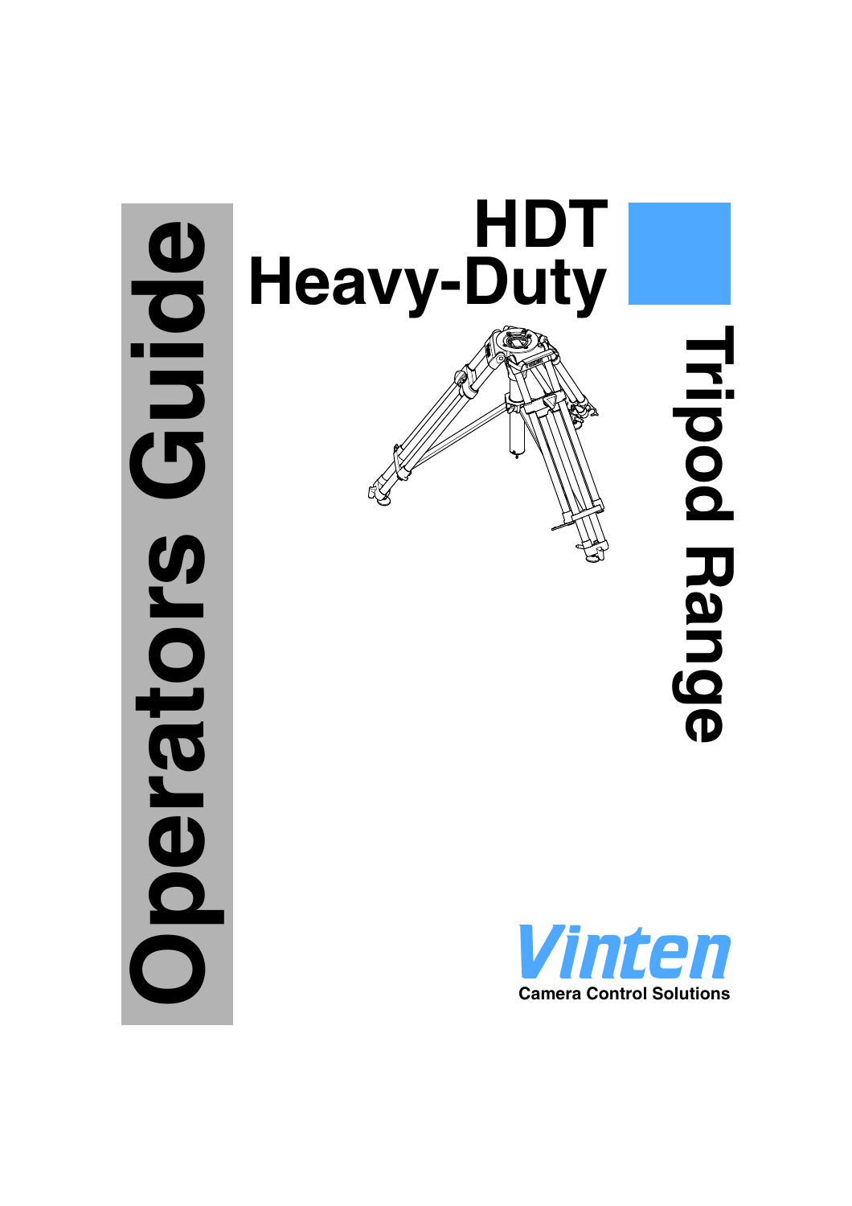# Operators Guide

# HDT Heavy-Duty

# Tripod Range

Vinten

Camera Control Solutions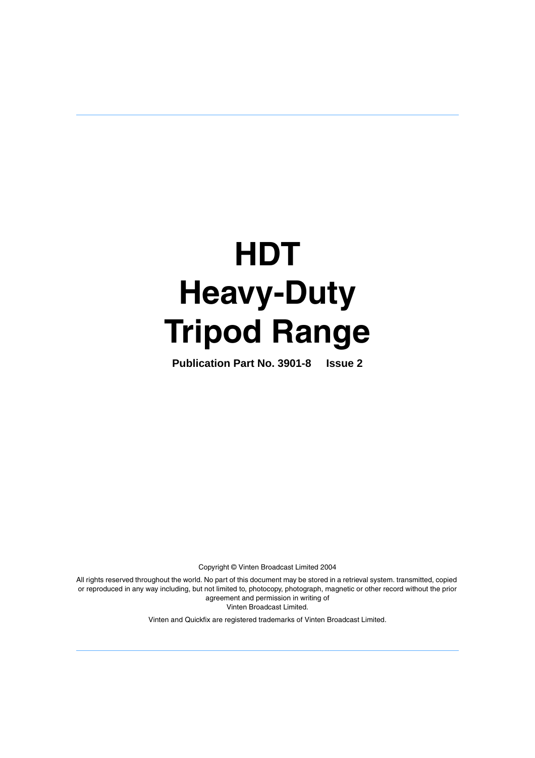# HDT
# Heavy-Duty
# Tripod Range

**Publication Part No. 3901-8 Issue 2**

Copyright © Vinten Broadcast Limited 2004

All rights reserved throughout the world. No part of this document may be stored in a retrieval system. transmitted, copied or reproduced in any way including, but not limited to, photocopy, photograph, magnetic or other record without the prior agreement and permission in writing of
Vinten Broadcast Limited.

Vinten and Quickfix are registered trademarks of Vinten Broadcast Limited.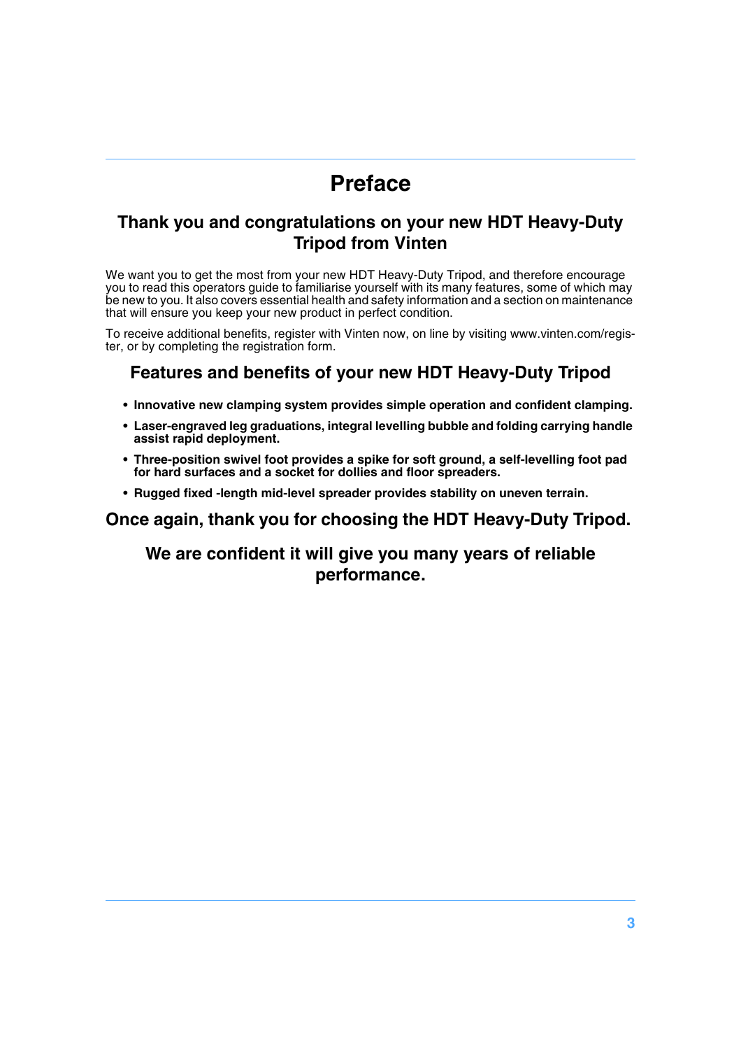# Preface

## Thank you and congratulations on your new HDT Heavy-Duty Tripod from Vinten

We want you to get the most from your new HDT Heavy-Duty Tripod, and therefore encourage you to read this operators guide to familiarise yourself with its many features, some of which may be new to you. It also covers essential health and safety information and a section on maintenance that will ensure you keep your new product in perfect condition.

To receive additional benefits, register with Vinten now, on line by visiting www.vinten.com/register, or by completing the registration form.

## Features and benefits of your new HDT Heavy-Duty Tripod

- **Innovative new clamping system provides simple operation and confident clamping.**
- **Laser-engraved leg graduations, integral levelling bubble and folding carrying handle assist rapid deployment.**
- **Three-position swivel foot provides a spike for soft ground, a self-levelling foot pad for hard surfaces and a socket for dollies and floor spreaders.**
- **Rugged fixed -length mid-level spreader provides stability on uneven terrain.**

## Once again, thank you for choosing the HDT Heavy-Duty Tripod.

## We are confident it will give you many years of reliable performance.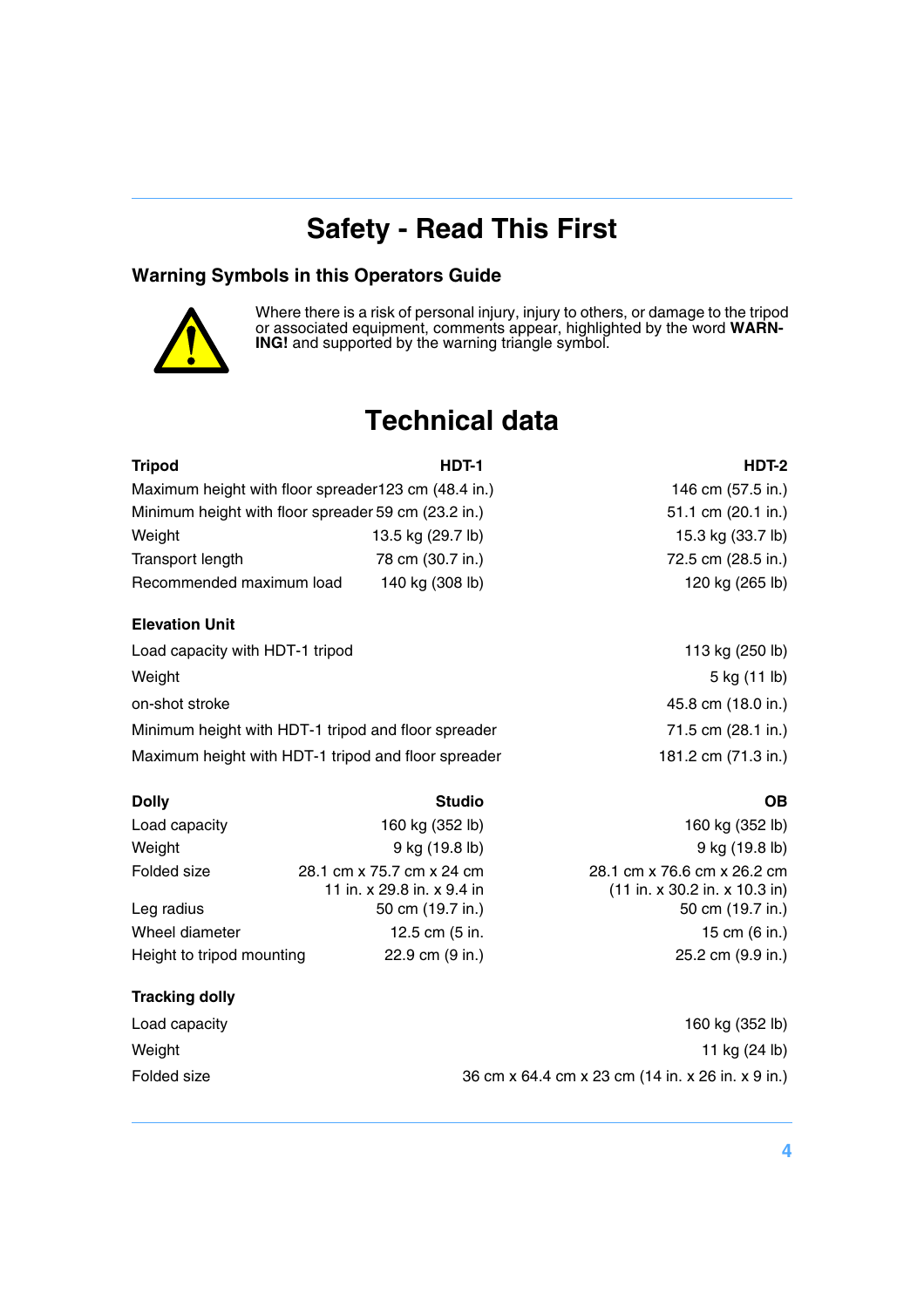# Safety - Read This First

## Warning Symbols in this Operators Guide

Where there is a risk of personal injury, injury to others, or damage to the tripod or associated equipment, comments appear, highlighted by the word **WARNING!** and supported by the warning triangle symbol.

# Technical data

| Tripod | HDT-1 | HDT-2 |
|---|---|---|
| Maximum height with floor spreader | 123 cm (48.4 in.) | 146 cm (57.5 in.) |
| Minimum height with floor spreader | 59 cm (23.2 in.) | 51.1 cm (20.1 in.) |
| Weight | 13.5 kg (29.7 lb) | 15.3 kg (33.7 lb) |
| Transport length | 78 cm (30.7 in.) | 72.5 cm (28.5 in.) |
| Recommended maximum load | 140 kg (308 lb) | 120 kg (265 lb) |

| Elevation Unit | |
|---|---|
| Load capacity with HDT-1 tripod | 113 kg (250 lb) |
| Weight | 5 kg (11 lb) |
| on-shot stroke | 45.8 cm (18.0 in.) |
| Minimum height with HDT-1 tripod and floor spreader | 71.5 cm (28.1 in.) |
| Maximum height with HDT-1 tripod and floor spreader | 181.2 cm (71.3 in.) |

| Dolly | Studio | OB |
|---|---|---|
| Load capacity | 160 kg (352 lb) | 160 kg (352 lb) |
| Weight | 9 kg (19.8 lb) | 9 kg (19.8 lb) |
| Folded size | 28.1 cm x 75.7 cm x 24 cm 11 in. x 29.8 in. x 9.4 in | 28.1 cm x 76.6 cm x 26.2 cm (11 in. x 30.2 in. x 10.3 in) |
| Leg radius | 50 cm (19.7 in.) | 50 cm (19.7 in.) |
| Wheel diameter | 12.5 cm (5 in. | 15 cm (6 in.) |
| Height to tripod mounting | 22.9 cm (9 in.) | 25.2 cm (9.9 in.) |

| Tracking dolly | |
|---|---|
| Load capacity | 160 kg (352 lb) |
| Weight | 11 kg (24 lb) |
| Folded size | 36 cm x 64.4 cm x 23 cm (14 in. x 26 in. x 9 in.) |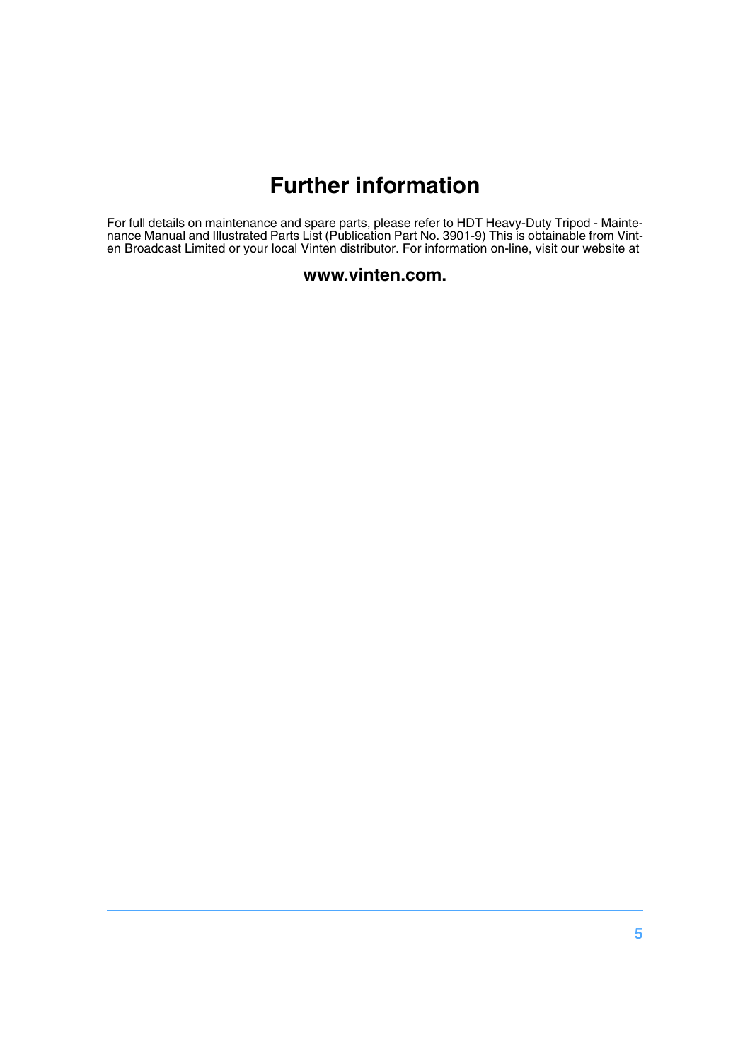# Further information

For full details on maintenance and spare parts, please refer to HDT Heavy-Duty Tripod - Maintenance Manual and Illustrated Parts List (Publication Part No. 3901-9) This is obtainable from Vinten Broadcast Limited or your local Vinten distributor. For information on-line, visit our website at

**www.vinten.com.**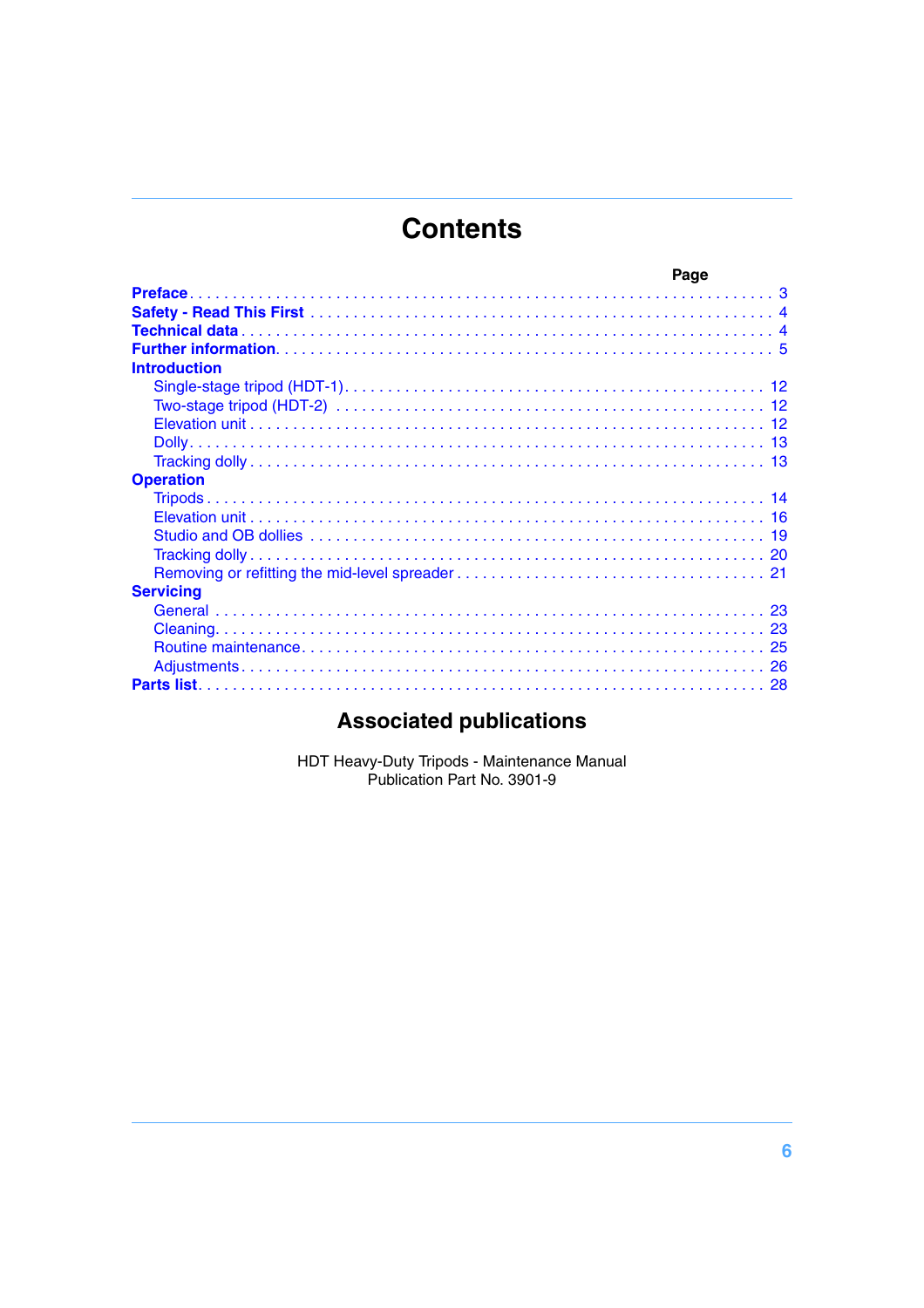# Contents

| | Page |
|---|---|
| **Preface** | 3 |
| **Safety - Read This First** | 4 |
| **Technical data** | 4 |
| **Further information** | 5 |
| **Introduction** | |
| Single-stage tripod (HDT-1) | 12 |
| Two-stage tripod (HDT-2) | 12 |
| Elevation unit | 12 |
| Dolly | 13 |
| Tracking dolly | 13 |
| **Operation** | |
| Tripods | 14 |
| Elevation unit | 16 |
| Studio and OB dollies | 19 |
| Tracking dolly | 20 |
| Removing or refitting the mid-level spreader | 21 |
| **Servicing** | |
| General | 23 |
| Cleaning | 23 |
| Routine maintenance | 25 |
| Adjustments | 26 |
| **Parts list** | 28 |

## Associated publications

HDT Heavy-Duty Tripods - Maintenance Manual
Publication Part No. 3901-9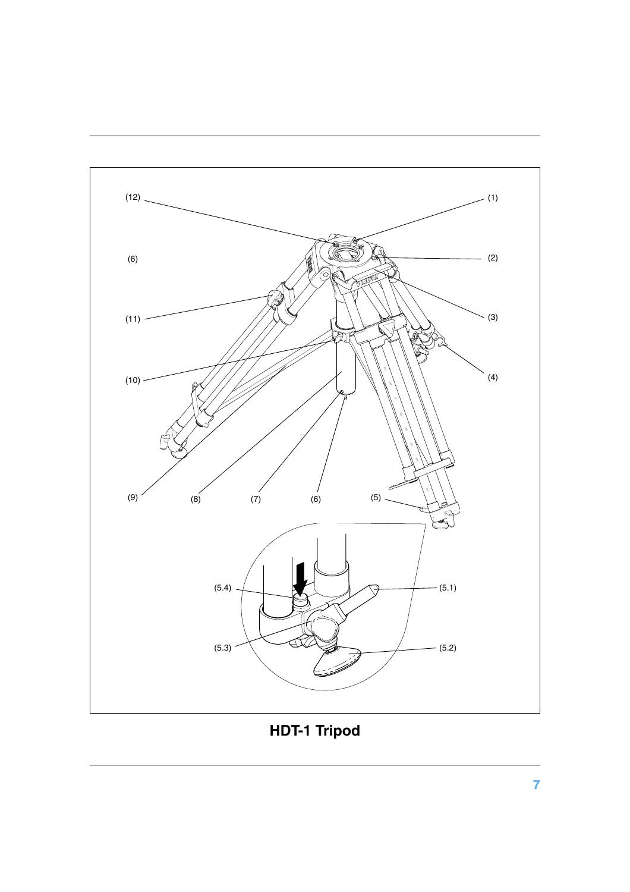(12) (1)

(6) (2)

(11) (3)

(10) (4)

(9) (8) (7) (6) (5)

(5.4) (5.1)

(5.3) (5.2)

**HDT-1 Tripod**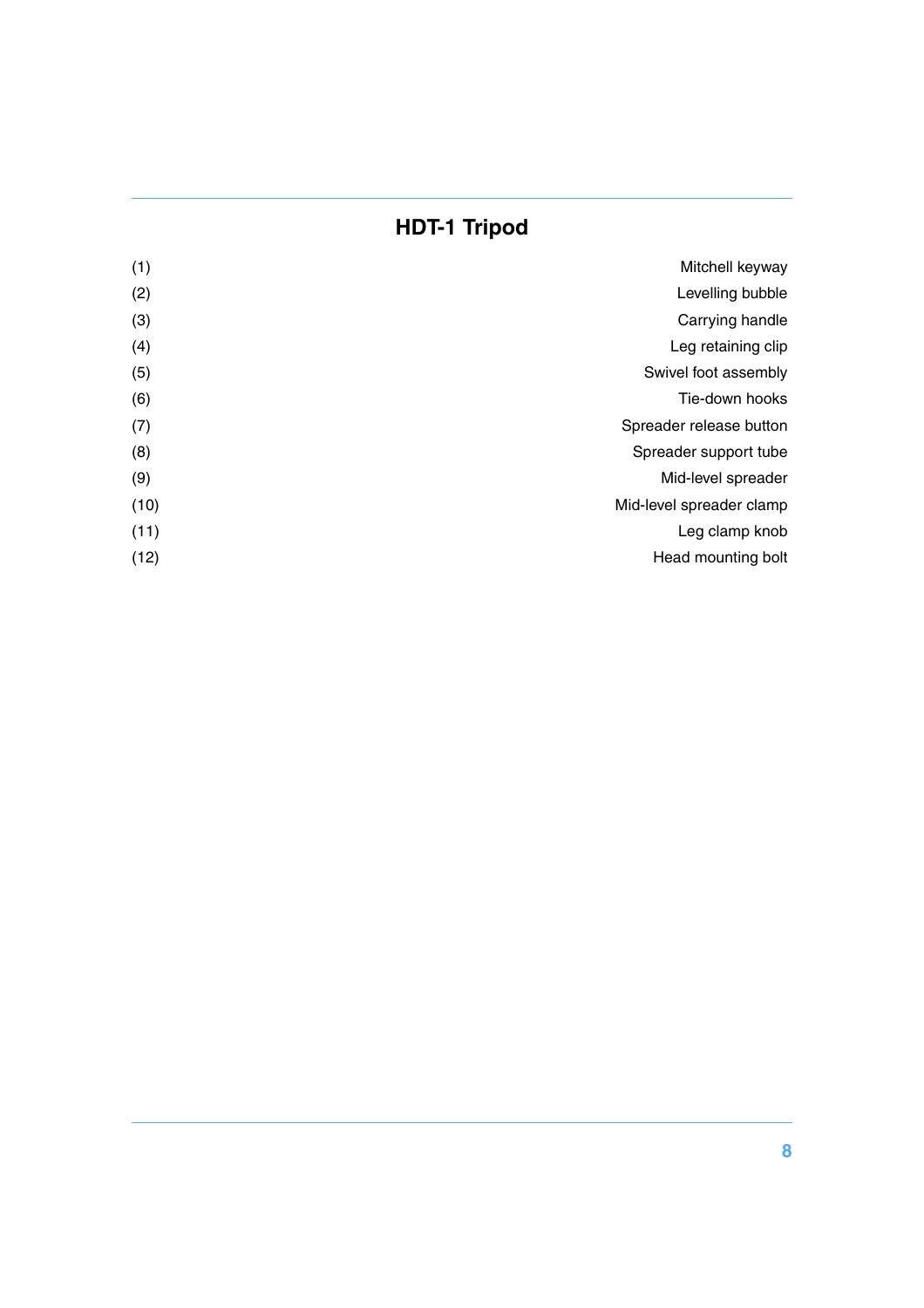## HDT-1 Tripod

| | |
|---|---|
| (1) | Mitchell keyway |
| (2) | Levelling bubble |
| (3) | Carrying handle |
| (4) | Leg retaining clip |
| (5) | Swivel foot assembly |
| (6) | Tie-down hooks |
| (7) | Spreader release button |
| (8) | Spreader support tube |
| (9) | Mid-level spreader |
| (10) | Mid-level spreader clamp |
| (11) | Leg clamp knob |
| (12) | Head mounting bolt |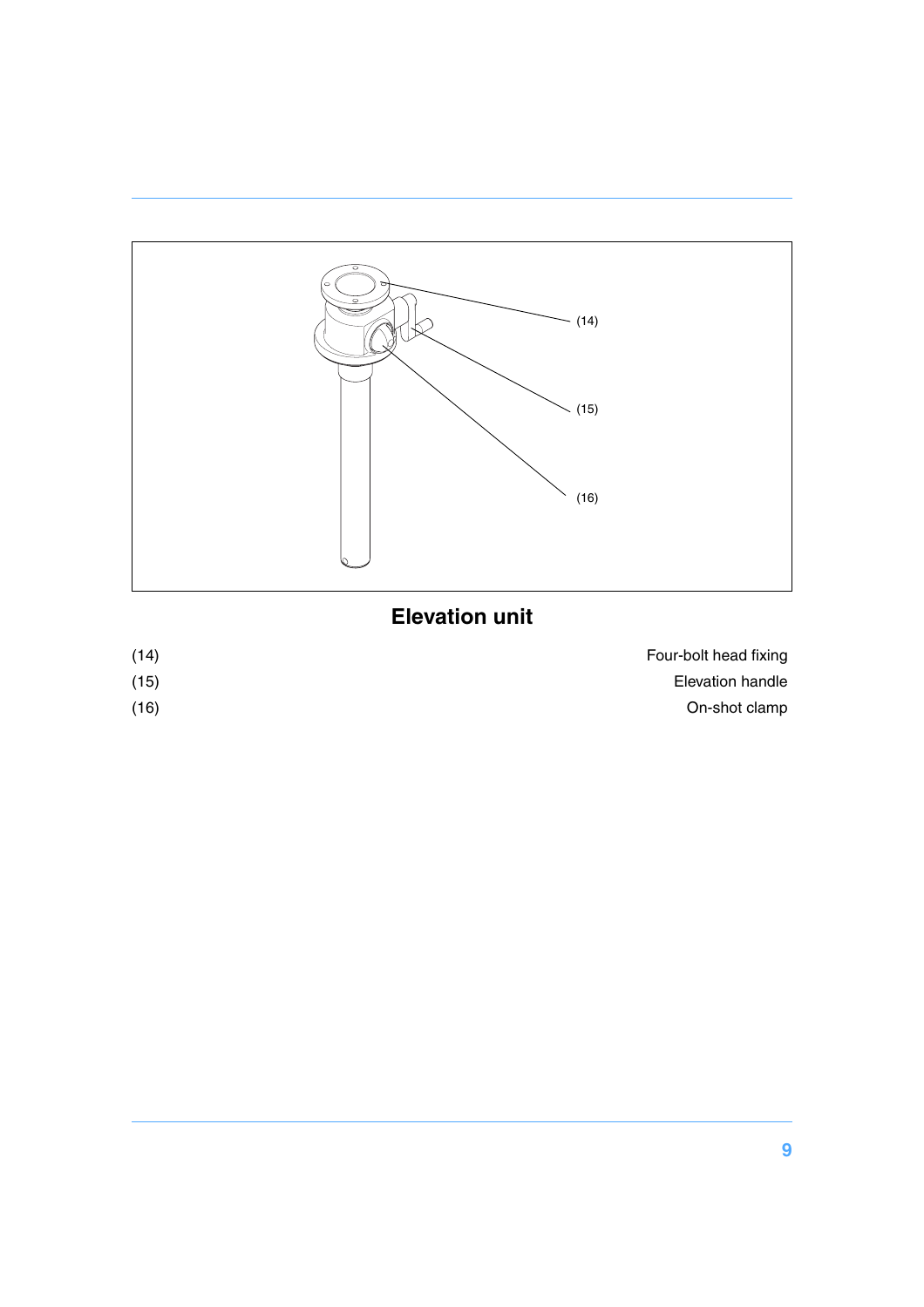## Elevation unit

| | |
|---|---|
| (14) | Four-bolt head fixing |
| (15) | Elevation handle |
| (16) | On-shot clamp |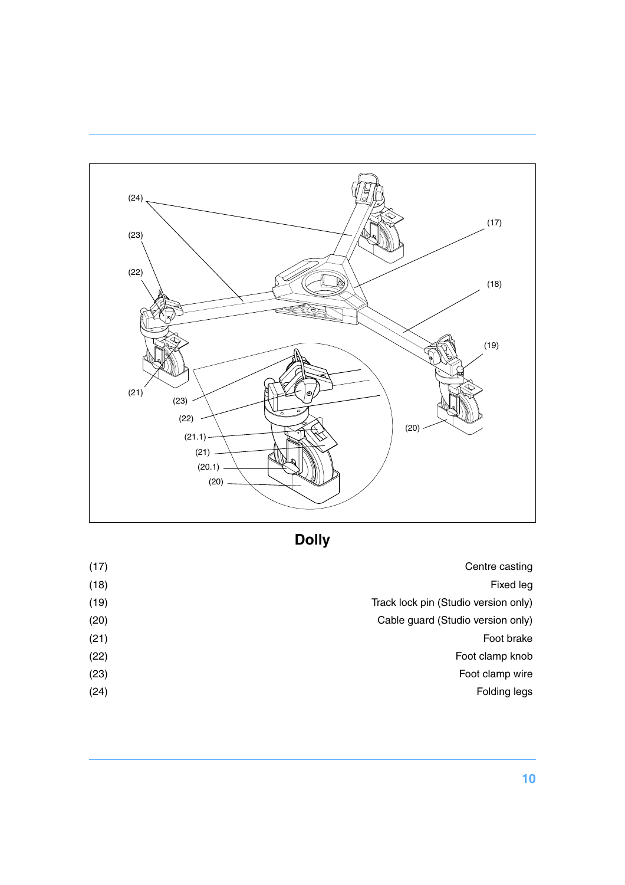## Dolly

| | |
|---|---|
| (17) | Centre casting |
| (18) | Fixed leg |
| (19) | Track lock pin (Studio version only) |
| (20) | Cable guard (Studio version only) |
| (21) | Foot brake |
| (22) | Foot clamp knob |
| (23) | Foot clamp wire |
| (24) | Folding legs |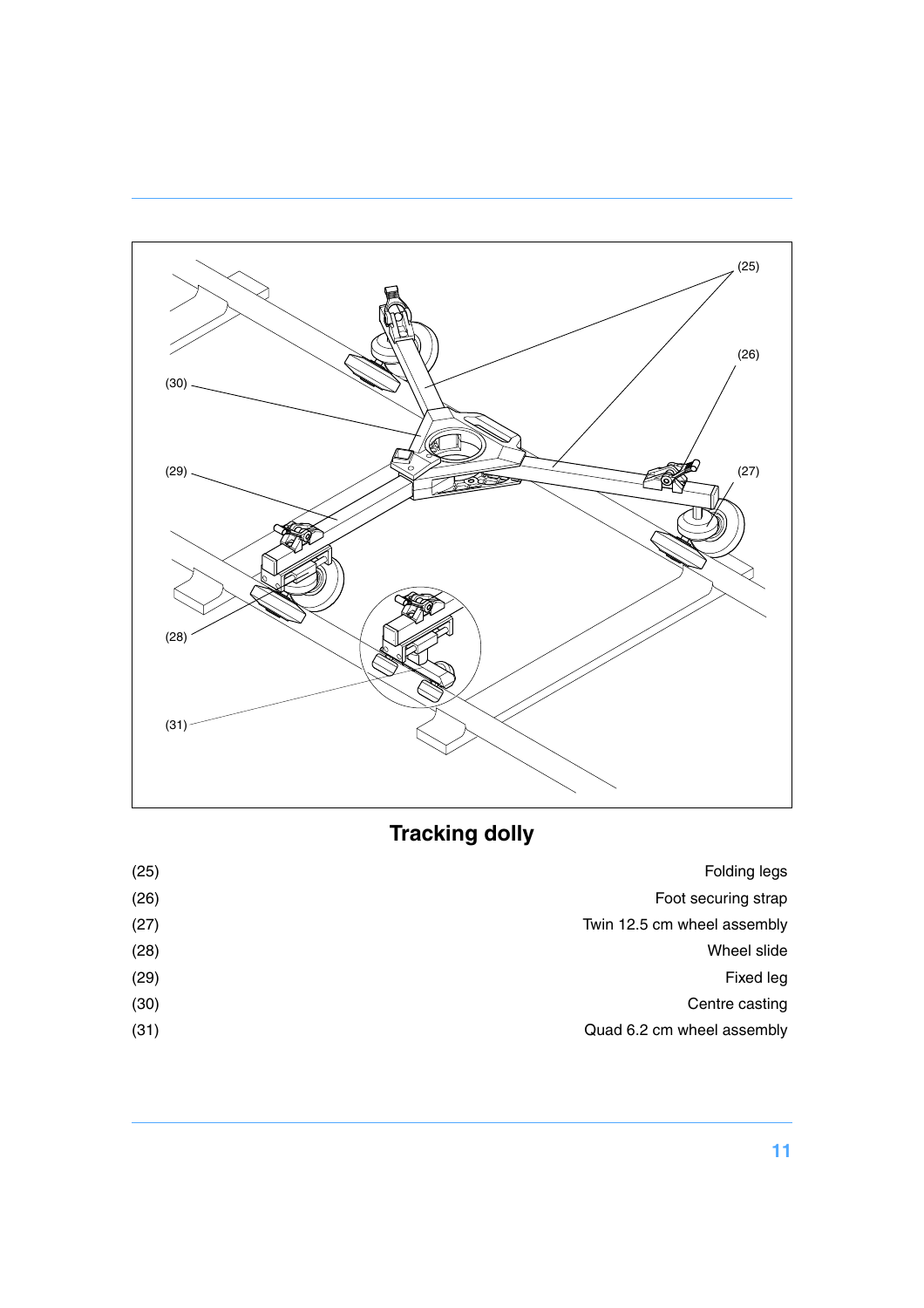## Tracking dolly

| | |
|---|---|
| (25) | Folding legs |
| (26) | Foot securing strap |
| (27) | Twin 12.5 cm wheel assembly |
| (28) | Wheel slide |
| (29) | Fixed leg |
| (30) | Centre casting |
| (31) | Quad 6.2 cm wheel assembly |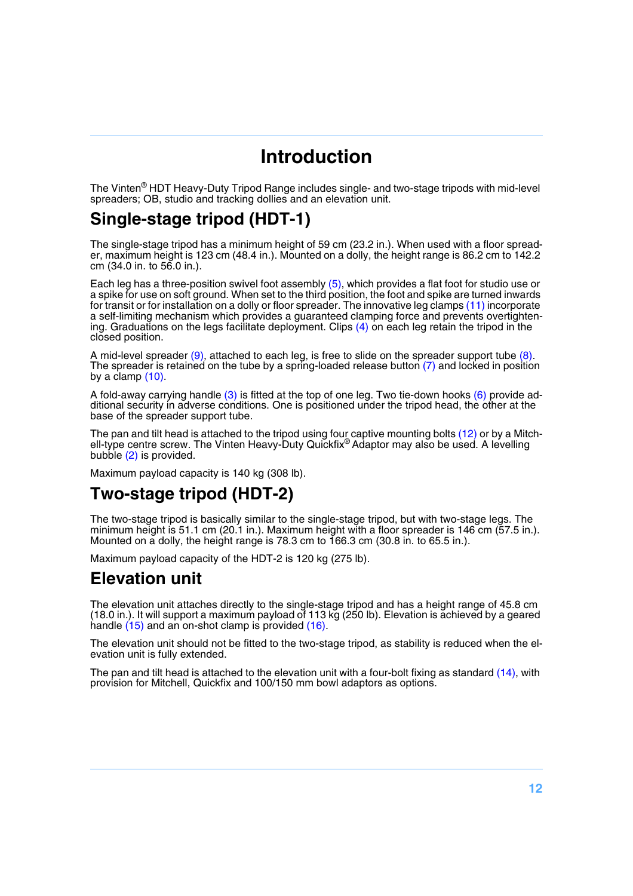# Introduction

The Vinten® HDT Heavy-Duty Tripod Range includes single- and two-stage tripods with mid-level spreaders; OB, studio and tracking dollies and an elevation unit.

## Single-stage tripod (HDT-1)

The single-stage tripod has a minimum height of 59 cm (23.2 in.). When used with a floor spreader, maximum height is 123 cm (48.4 in.). Mounted on a dolly, the height range is 86.2 cm to 142.2 cm (34.0 in. to 56.0 in.).

Each leg has a three-position swivel foot assembly (5), which provides a flat foot for studio use or a spike for use on soft ground. When set to the third position, the foot and spike are turned inwards for transit or for installation on a dolly or floor spreader. The innovative leg clamps (11) incorporate a self-limiting mechanism which provides a guaranteed clamping force and prevents overtightening. Graduations on the legs facilitate deployment. Clips (4) on each leg retain the tripod in the closed position.

A mid-level spreader (9), attached to each leg, is free to slide on the spreader support tube (8). The spreader is retained on the tube by a spring-loaded release button (7) and locked in position by a clamp (10).

A fold-away carrying handle (3) is fitted at the top of one leg. Two tie-down hooks (6) provide additional security in adverse conditions. One is positioned under the tripod head, the other at the base of the spreader support tube.

The pan and tilt head is attached to the tripod using four captive mounting bolts (12) or by a Mitchell-type centre screw. The Vinten Heavy-Duty Quickfix® Adaptor may also be used. A levelling bubble (2) is provided.

Maximum payload capacity is 140 kg (308 lb).

## Two-stage tripod (HDT-2)

The two-stage tripod is basically similar to the single-stage tripod, but with two-stage legs. The minimum height is 51.1 cm (20.1 in.). Maximum height with a floor spreader is 146 cm (57.5 in.). Mounted on a dolly, the height range is 78.3 cm to 166.3 cm (30.8 in. to 65.5 in.).

Maximum payload capacity of the HDT-2 is 120 kg (275 lb).

## Elevation unit

The elevation unit attaches directly to the single-stage tripod and has a height range of 45.8 cm (18.0 in.). It will support a maximum payload of 113 kg (250 lb). Elevation is achieved by a geared handle (15) and an on-shot clamp is provided (16).

The elevation unit should not be fitted to the two-stage tripod, as stability is reduced when the elevation unit is fully extended.

The pan and tilt head is attached to the elevation unit with a four-bolt fixing as standard (14), with provision for Mitchell, Quickfix and 100/150 mm bowl adaptors as options.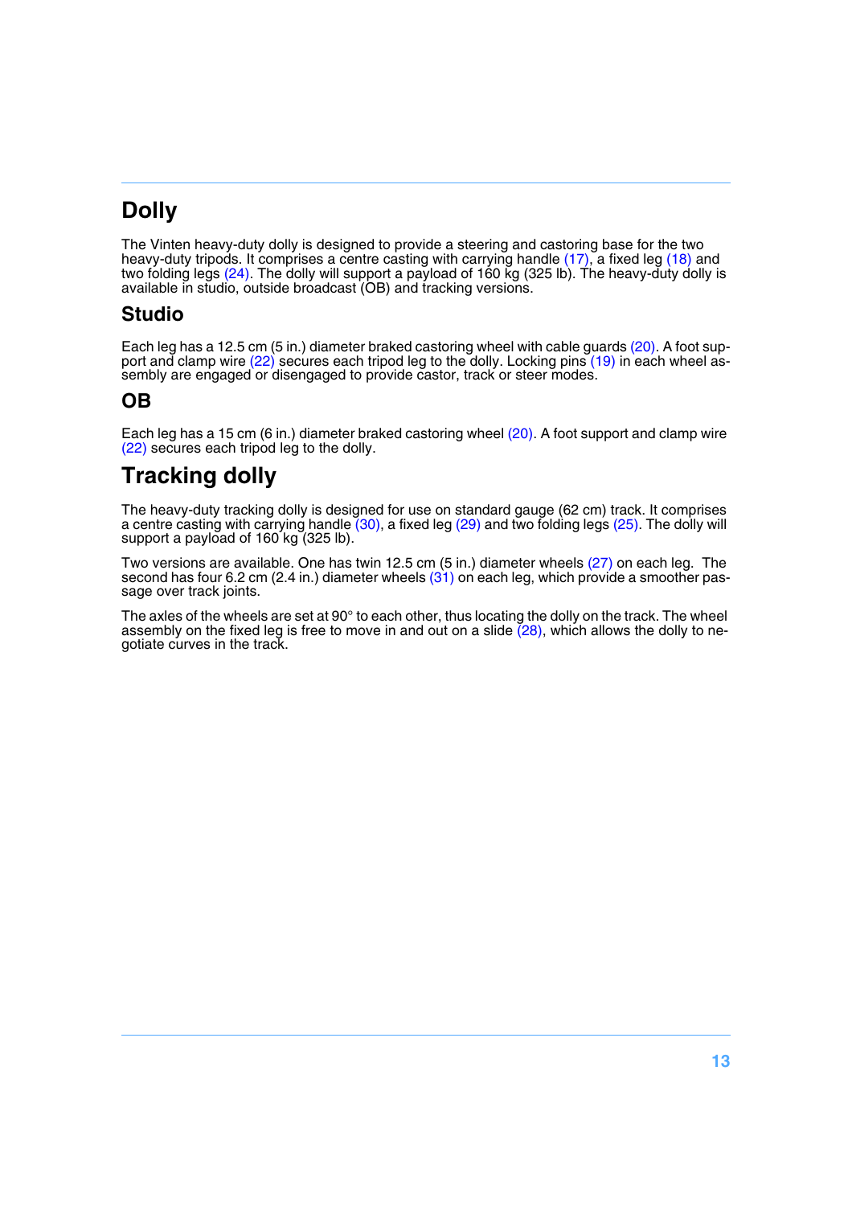# Dolly

The Vinten heavy-duty dolly is designed to provide a steering and castoring base for the two heavy-duty tripods. It comprises a centre casting with carrying handle (17), a fixed leg (18) and two folding legs (24). The dolly will support a payload of 160 kg (325 lb). The heavy-duty dolly is available in studio, outside broadcast (OB) and tracking versions.

## Studio

Each leg has a 12.5 cm (5 in.) diameter braked castoring wheel with cable guards (20). A foot support and clamp wire (22) secures each tripod leg to the dolly. Locking pins (19) in each wheel assembly are engaged or disengaged to provide castor, track or steer modes.

## OB

Each leg has a 15 cm (6 in.) diameter braked castoring wheel (20). A foot support and clamp wire (22) secures each tripod leg to the dolly.

# Tracking dolly

The heavy-duty tracking dolly is designed for use on standard gauge (62 cm) track. It comprises a centre casting with carrying handle (30), a fixed leg (29) and two folding legs (25). The dolly will support a payload of 160 kg (325 lb).

Two versions are available. One has twin 12.5 cm (5 in.) diameter wheels (27) on each leg. The second has four 6.2 cm (2.4 in.) diameter wheels (31) on each leg, which provide a smoother passage over track joints.

The axles of the wheels are set at 90° to each other, thus locating the dolly on the track. The wheel assembly on the fixed leg is free to move in and out on a slide (28), which allows the dolly to negotiate curves in the track.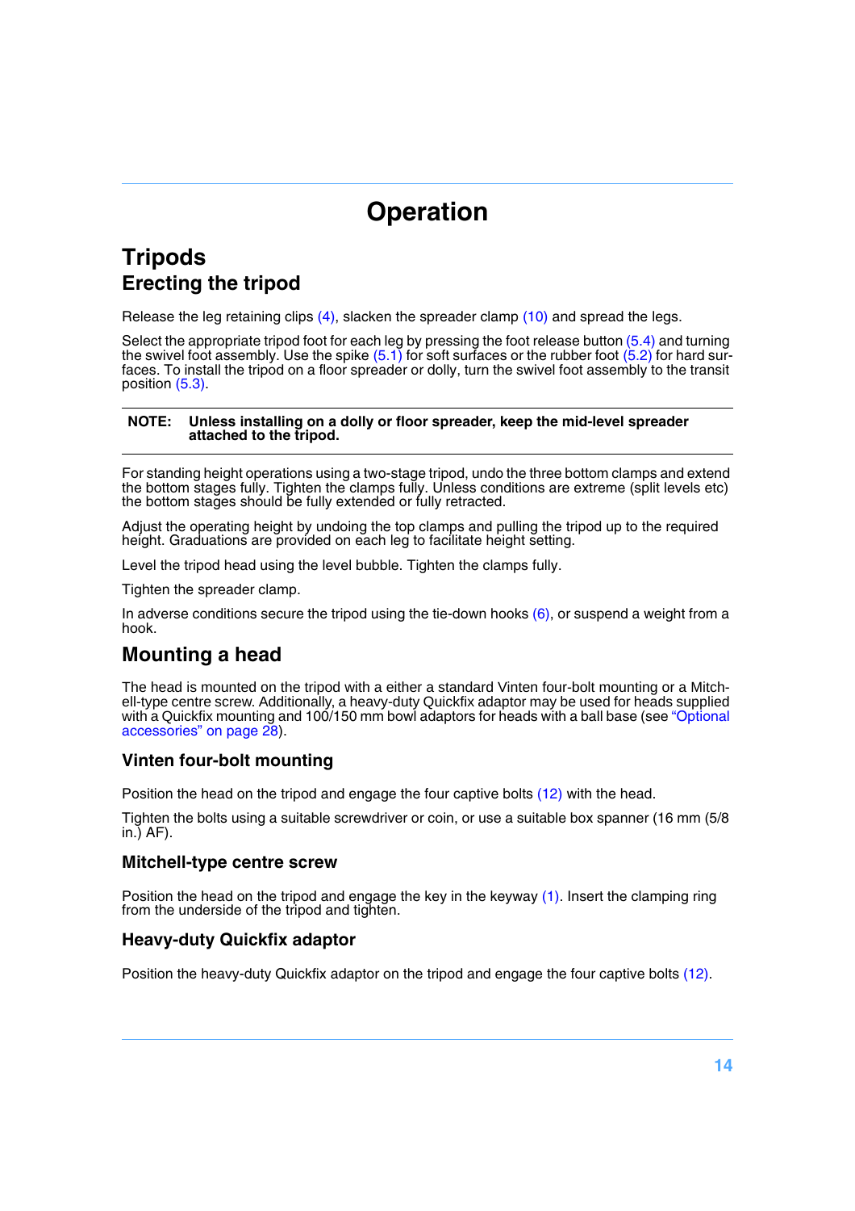# Operation

## Tripods

### Erecting the tripod

Release the leg retaining clips (4), slacken the spreader clamp (10) and spread the legs.

Select the appropriate tripod foot for each leg by pressing the foot release button (5.4) and turning the swivel foot assembly. Use the spike (5.1) for soft surfaces or the rubber foot (5.2) for hard surfaces. To install the tripod on a floor spreader or dolly, turn the swivel foot assembly to the transit position (5.3).

**NOTE: Unless installing on a dolly or floor spreader, keep the mid-level spreader attached to the tripod.**

For standing height operations using a two-stage tripod, undo the three bottom clamps and extend the bottom stages fully. Tighten the clamps fully. Unless conditions are extreme (split levels etc) the bottom stages should be fully extended or fully retracted.

Adjust the operating height by undoing the top clamps and pulling the tripod up to the required height. Graduations are provided on each leg to facilitate height setting.

Level the tripod head using the level bubble. Tighten the clamps fully.

Tighten the spreader clamp.

In adverse conditions secure the tripod using the tie-down hooks (6), or suspend a weight from a hook.

### Mounting a head

The head is mounted on the tripod with a either a standard Vinten four-bolt mounting or a Mitchell-type centre screw. Additionally, a heavy-duty Quickfix adaptor may be used for heads supplied with a Quickfix mounting and 100/150 mm bowl adaptors for heads with a ball base (see "Optional accessories" on page 28).

#### Vinten four-bolt mounting

Position the head on the tripod and engage the four captive bolts (12) with the head.

Tighten the bolts using a suitable screwdriver or coin, or use a suitable box spanner (16 mm (5/8 in.) AF).

#### Mitchell-type centre screw

Position the head on the tripod and engage the key in the keyway (1). Insert the clamping ring from the underside of the tripod and tighten.

#### Heavy-duty Quickfix adaptor

Position the heavy-duty Quickfix adaptor on the tripod and engage the four captive bolts (12).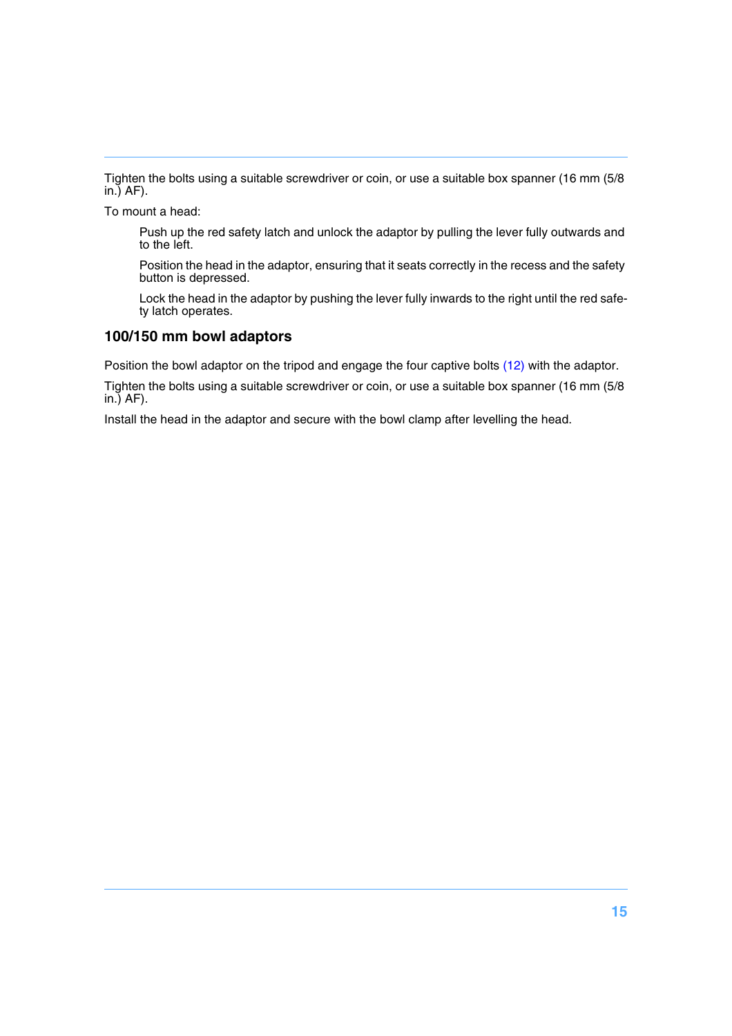Tighten the bolts using a suitable screwdriver or coin, or use a suitable box spanner (16 mm (5/8 in.) AF).

To mount a head:

Push up the red safety latch and unlock the adaptor by pulling the lever fully outwards and to the left.

Position the head in the adaptor, ensuring that it seats correctly in the recess and the safety button is depressed.

Lock the head in the adaptor by pushing the lever fully inwards to the right until the red safety latch operates.

### 100/150 mm bowl adaptors

Position the bowl adaptor on the tripod and engage the four captive bolts (12) with the adaptor.

Tighten the bolts using a suitable screwdriver or coin, or use a suitable box spanner (16 mm (5/8 in.) AF).

Install the head in the adaptor and secure with the bowl clamp after levelling the head.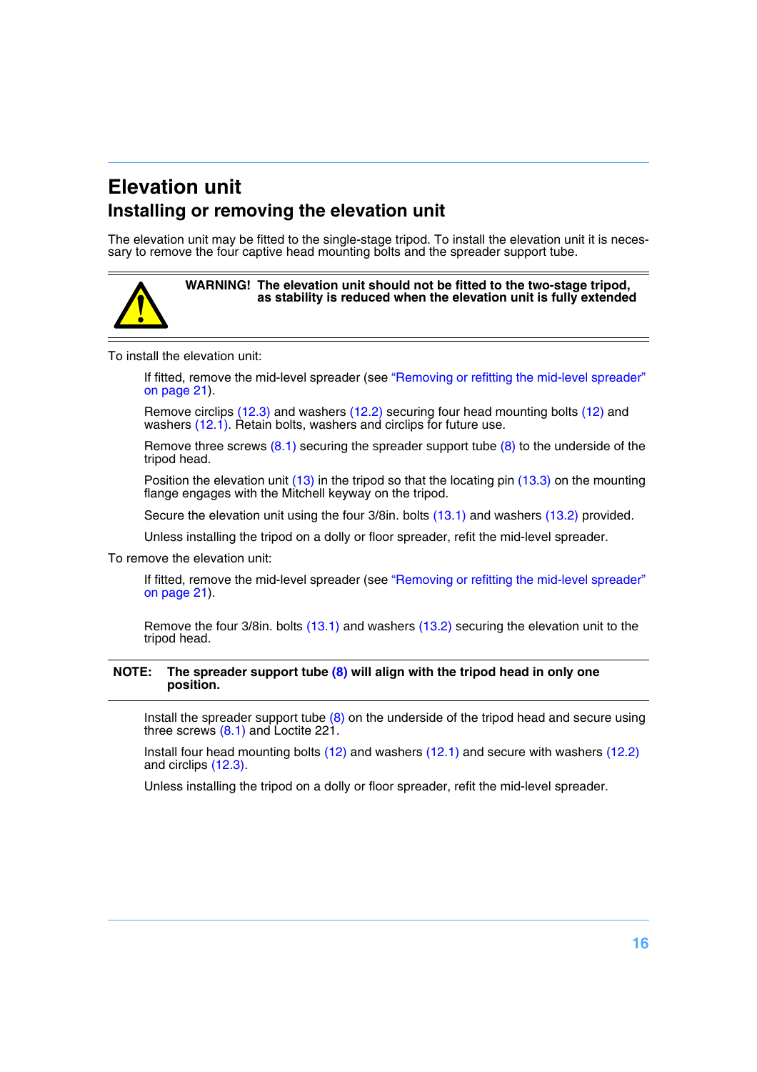# Elevation unit

## Installing or removing the elevation unit

The elevation unit may be fitted to the single-stage tripod. To install the elevation unit it is necessary to remove the four captive head mounting bolts and the spreader support tube.

**WARNING! The elevation unit should not be fitted to the two-stage tripod, as stability is reduced when the elevation unit is fully extended**

To install the elevation unit:

If fitted, remove the mid-level spreader (see "Removing or refitting the mid-level spreader" on page 21).

Remove circlips (12.3) and washers (12.2) securing four head mounting bolts (12) and washers (12.1). Retain bolts, washers and circlips for future use.

Remove three screws (8.1) securing the spreader support tube (8) to the underside of the tripod head.

Position the elevation unit (13) in the tripod so that the locating pin (13.3) on the mounting flange engages with the Mitchell keyway on the tripod.

Secure the elevation unit using the four 3/8in. bolts (13.1) and washers (13.2) provided.

Unless installing the tripod on a dolly or floor spreader, refit the mid-level spreader.

To remove the elevation unit:

If fitted, remove the mid-level spreader (see "Removing or refitting the mid-level spreader" on page 21).

Remove the four 3/8in. bolts (13.1) and washers (13.2) securing the elevation unit to the tripod head.

**NOTE: The spreader support tube (8) will align with the tripod head in only one position.**

Install the spreader support tube (8) on the underside of the tripod head and secure using three screws (8.1) and Loctite 221.

Install four head mounting bolts (12) and washers (12.1) and secure with washers (12.2) and circlips (12.3).

Unless installing the tripod on a dolly or floor spreader, refit the mid-level spreader.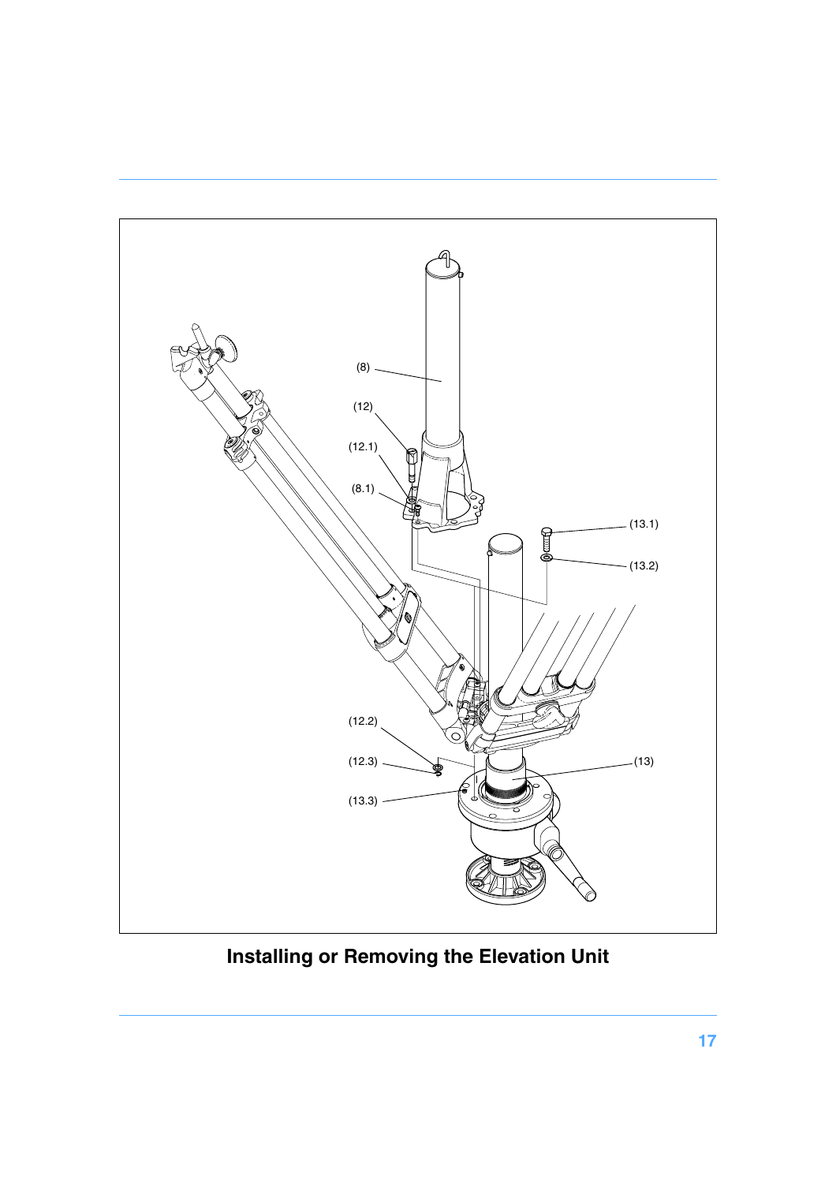(8)

(12)

(12.1)

(8.1)

(13.1)

(13.2)

(12.2)

(12.3)

(13)

(13.3)

**Installing or Removing the Elevation Unit**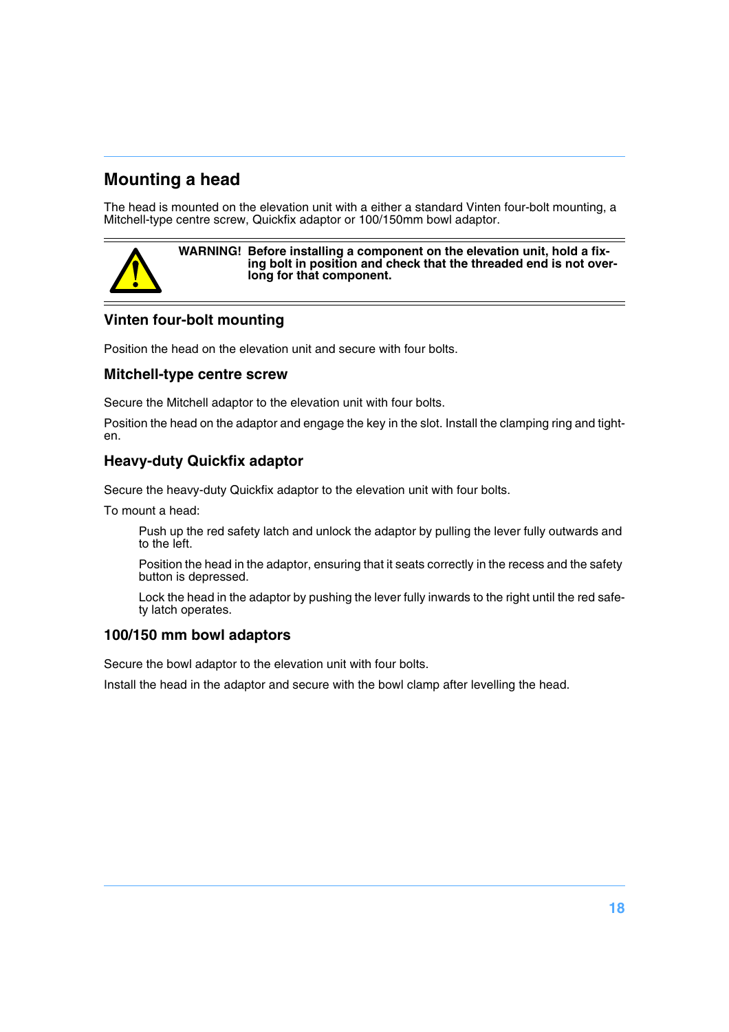## Mounting a head

The head is mounted on the elevation unit with a either a standard Vinten four-bolt mounting, a Mitchell-type centre screw, Quickfix adaptor or 100/150mm bowl adaptor.

**WARNING! Before installing a component on the elevation unit, hold a fixing bolt in position and check that the threaded end is not overlong for that component.**

### Vinten four-bolt mounting

Position the head on the elevation unit and secure with four bolts.

### Mitchell-type centre screw

Secure the Mitchell adaptor to the elevation unit with four bolts.

Position the head on the adaptor and engage the key in the slot. Install the clamping ring and tighten.

### Heavy-duty Quickfix adaptor

Secure the heavy-duty Quickfix adaptor to the elevation unit with four bolts.

To mount a head:

Push up the red safety latch and unlock the adaptor by pulling the lever fully outwards and to the left.

Position the head in the adaptor, ensuring that it seats correctly in the recess and the safety button is depressed.

Lock the head in the adaptor by pushing the lever fully inwards to the right until the red safety latch operates.

### 100/150 mm bowl adaptors

Secure the bowl adaptor to the elevation unit with four bolts.

Install the head in the adaptor and secure with the bowl clamp after levelling the head.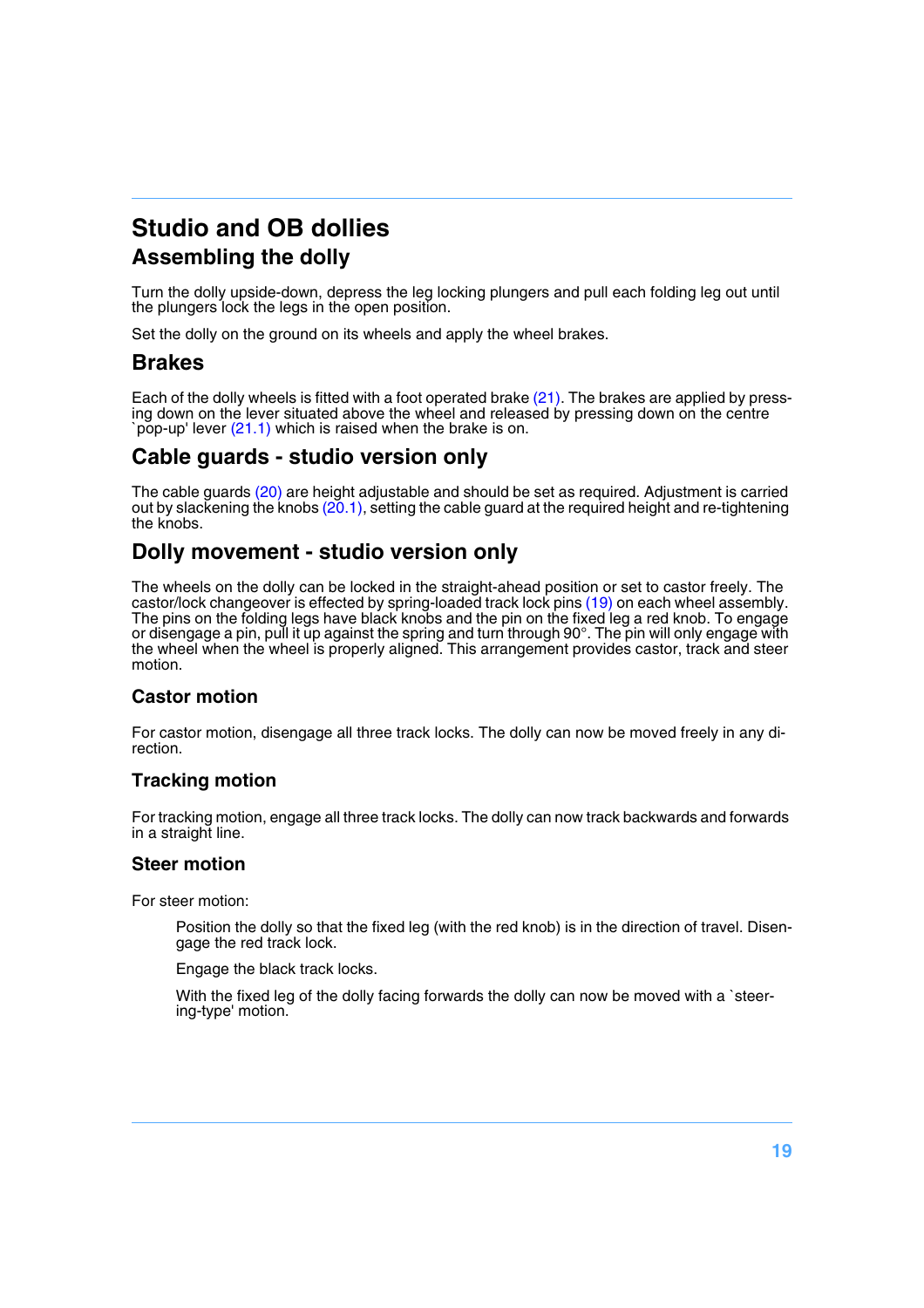# Studio and OB dollies

## Assembling the dolly

Turn the dolly upside-down, depress the leg locking plungers and pull each folding leg out until the plungers lock the legs in the open position.

Set the dolly on the ground on its wheels and apply the wheel brakes.

## Brakes

Each of the dolly wheels is fitted with a foot operated brake (21). The brakes are applied by pressing down on the lever situated above the wheel and released by pressing down on the centre `pop-up' lever (21.1) which is raised when the brake is on.

## Cable guards - studio version only

The cable guards (20) are height adjustable and should be set as required. Adjustment is carried out by slackening the knobs (20.1), setting the cable guard at the required height and re-tightening the knobs.

## Dolly movement - studio version only

The wheels on the dolly can be locked in the straight-ahead position or set to castor freely. The castor/lock changeover is effected by spring-loaded track lock pins (19) on each wheel assembly. The pins on the folding legs have black knobs and the pin on the fixed leg a red knob. To engage or disengage a pin, pull it up against the spring and turn through 90°. The pin will only engage with the wheel when the wheel is properly aligned. This arrangement provides castor, track and steer motion.

### Castor motion

For castor motion, disengage all three track locks. The dolly can now be moved freely in any direction.

### Tracking motion

For tracking motion, engage all three track locks. The dolly can now track backwards and forwards in a straight line.

### Steer motion

For steer motion:

Position the dolly so that the fixed leg (with the red knob) is in the direction of travel. Disengage the red track lock.

Engage the black track locks.

With the fixed leg of the dolly facing forwards the dolly can now be moved with a `steering-type' motion.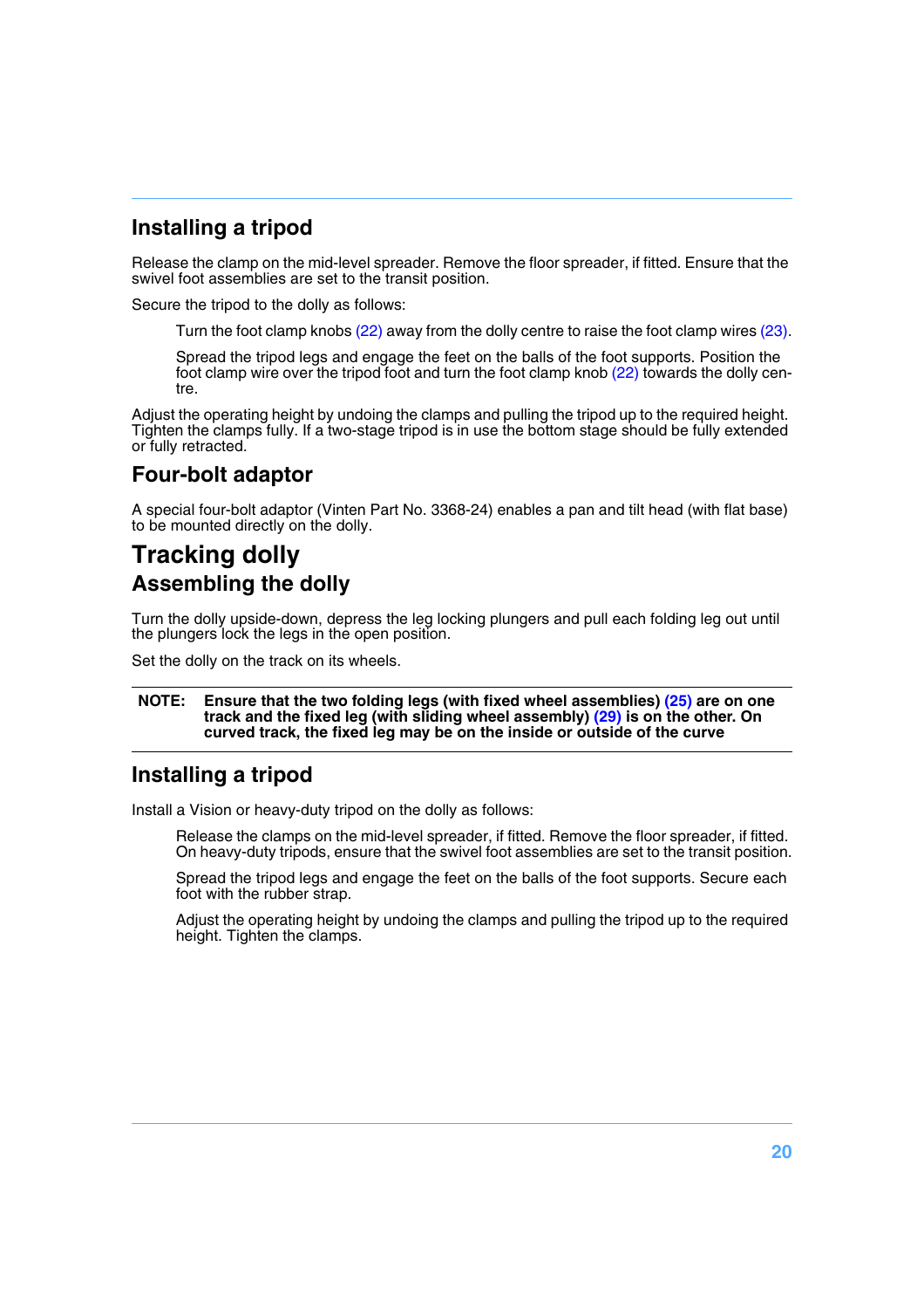## Installing a tripod

Release the clamp on the mid-level spreader. Remove the floor spreader, if fitted. Ensure that the swivel foot assemblies are set to the transit position.

Secure the tripod to the dolly as follows:

> Turn the foot clamp knobs (22) away from the dolly centre to raise the foot clamp wires (23).
>
> Spread the tripod legs and engage the feet on the balls of the foot supports. Position the foot clamp wire over the tripod foot and turn the foot clamp knob (22) towards the dolly centre.

Adjust the operating height by undoing the clamps and pulling the tripod up to the required height. Tighten the clamps fully. If a two-stage tripod is in use the bottom stage should be fully extended or fully retracted.

## Four-bolt adaptor

A special four-bolt adaptor (Vinten Part No. 3368-24) enables a pan and tilt head (with flat base) to be mounted directly on the dolly.

# Tracking dolly

## Assembling the dolly

Turn the dolly upside-down, depress the leg locking plungers and pull each folding leg out until the plungers lock the legs in the open position.

Set the dolly on the track on its wheels.

---

**NOTE: Ensure that the two folding legs (with fixed wheel assemblies) (25) are on one track and the fixed leg (with sliding wheel assembly) (29) is on the other. On curved track, the fixed leg may be on the inside or outside of the curve**

---

## Installing a tripod

Install a Vision or heavy-duty tripod on the dolly as follows:

> Release the clamps on the mid-level spreader, if fitted. Remove the floor spreader, if fitted. On heavy-duty tripods, ensure that the swivel foot assemblies are set to the transit position.
>
> Spread the tripod legs and engage the feet on the balls of the foot supports. Secure each foot with the rubber strap.
>
> Adjust the operating height by undoing the clamps and pulling the tripod up to the required height. Tighten the clamps.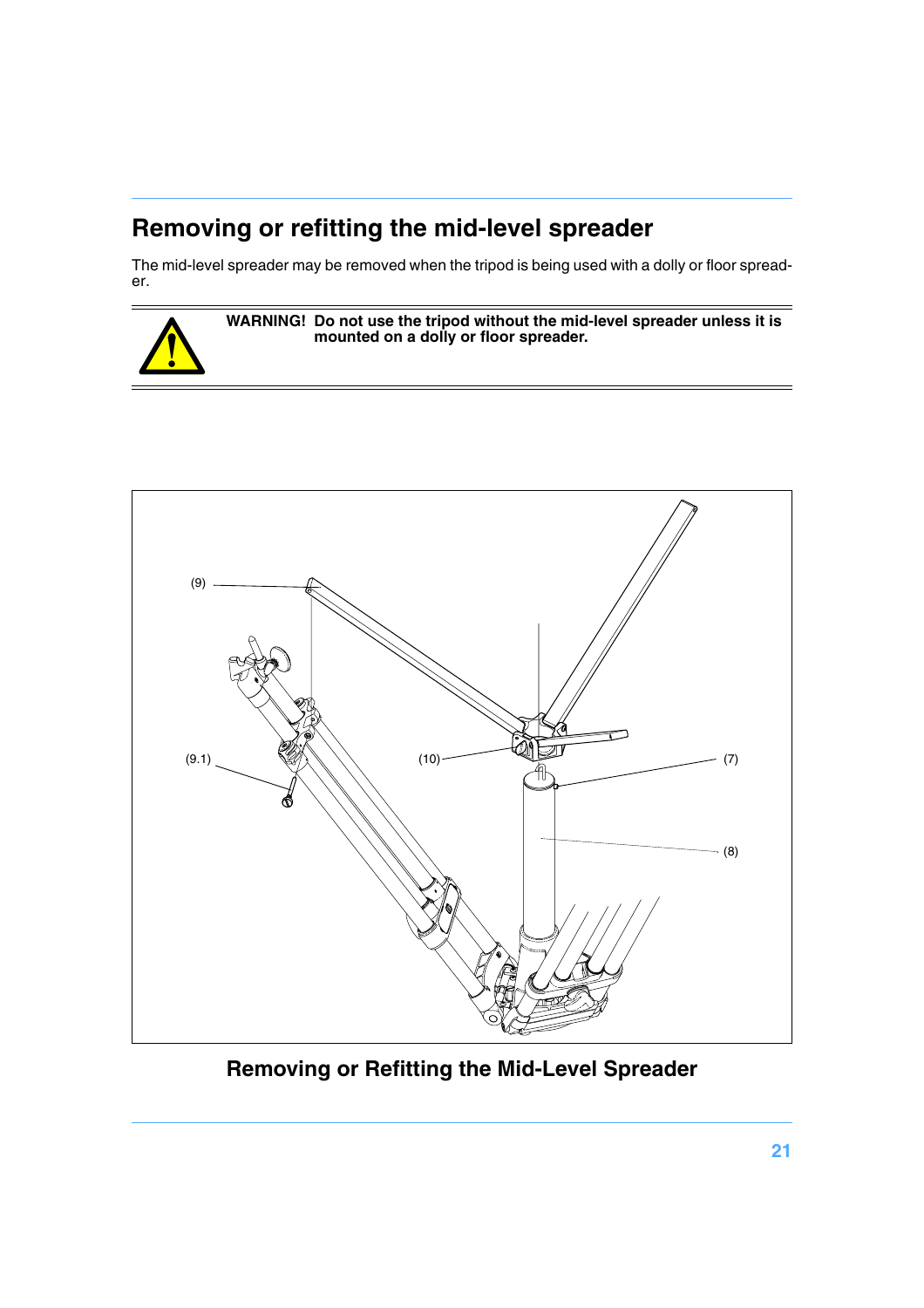## Removing or refitting the mid-level spreader

The mid-level spreader may be removed when the tripod is being used with a dolly or floor spreader.

**WARNING! Do not use the tripod without the mid-level spreader unless it is mounted on a dolly or floor spreader.**

(9)

(9.1)

(10)

(7)

(8)

**Removing or Refitting the Mid-Level Spreader**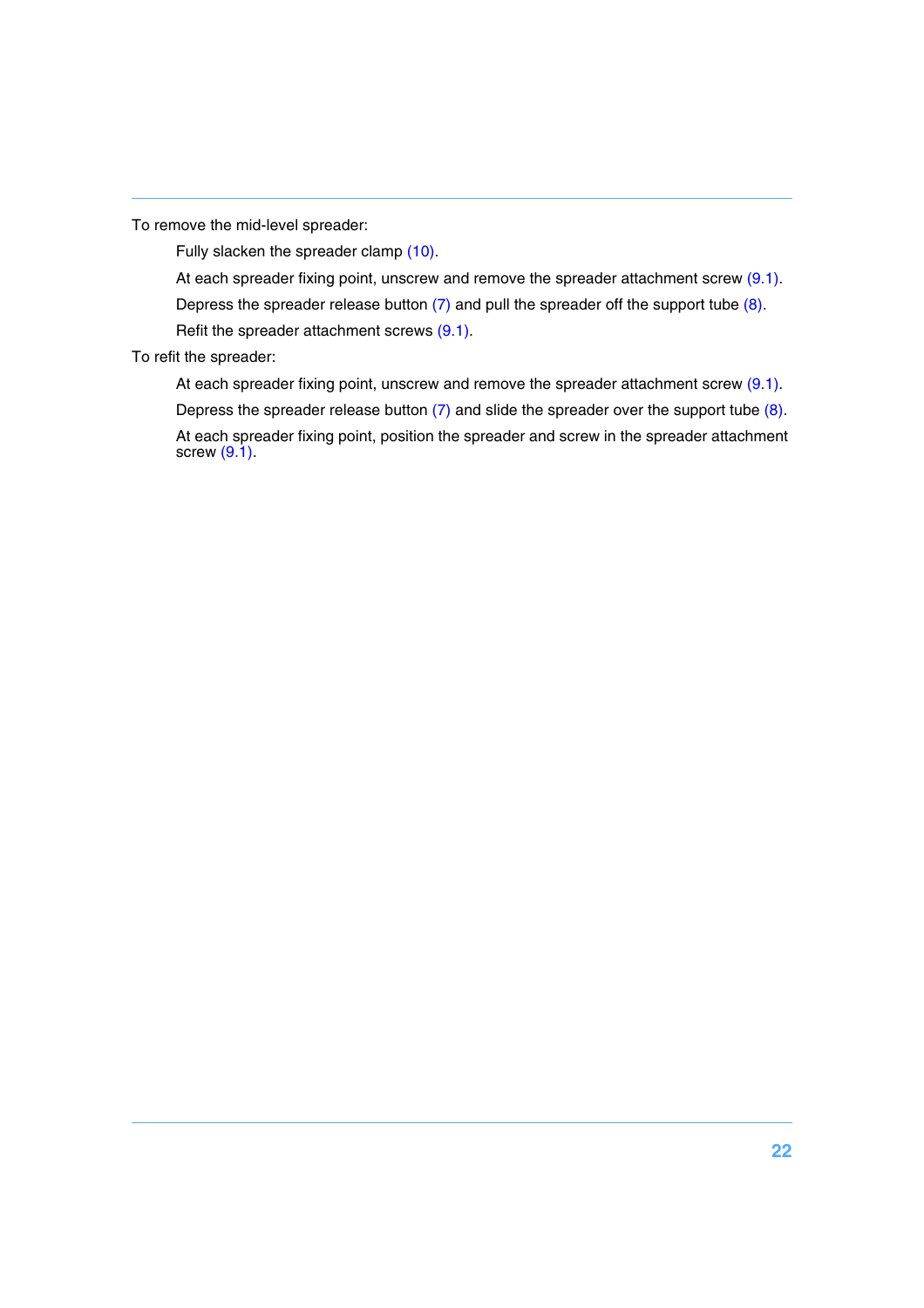To remove the mid-level spreader:

Fully slacken the spreader clamp (10).

At each spreader fixing point, unscrew and remove the spreader attachment screw (9.1).

Depress the spreader release button (7) and pull the spreader off the support tube (8).

Refit the spreader attachment screws (9.1).

To refit the spreader:

At each spreader fixing point, unscrew and remove the spreader attachment screw (9.1).

Depress the spreader release button (7) and slide the spreader over the support tube (8).

At each spreader fixing point, position the spreader and screw in the spreader attachment screw (9.1).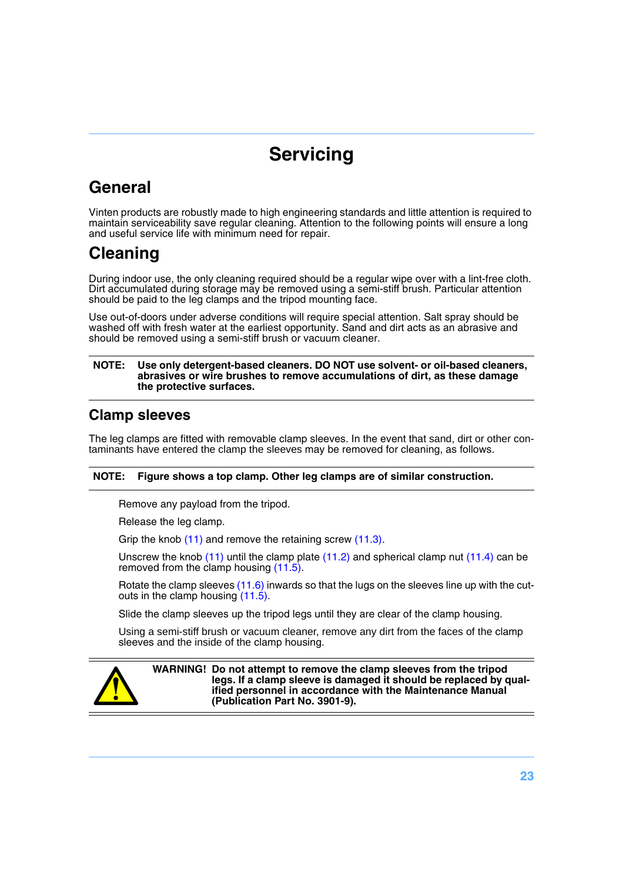# Servicing

## General

Vinten products are robustly made to high engineering standards and little attention is required to maintain serviceability save regular cleaning. Attention to the following points will ensure a long and useful service life with minimum need for repair.

## Cleaning

During indoor use, the only cleaning required should be a regular wipe over with a lint-free cloth. Dirt accumulated during storage may be removed using a semi-stiff brush. Particular attention should be paid to the leg clamps and the tripod mounting face.

Use out-of-doors under adverse conditions will require special attention. Salt spray should be washed off with fresh water at the earliest opportunity. Sand and dirt acts as an abrasive and should be removed using a semi-stiff brush or vacuum cleaner.

**NOTE: Use only detergent-based cleaners. DO NOT use solvent- or oil-based cleaners, abrasives or wire brushes to remove accumulations of dirt, as these damage the protective surfaces.**

### Clamp sleeves

The leg clamps are fitted with removable clamp sleeves. In the event that sand, dirt or other contaminants have entered the clamp the sleeves may be removed for cleaning, as follows.

**NOTE: Figure shows a top clamp. Other leg clamps are of similar construction.**

Remove any payload from the tripod.

Release the leg clamp.

Grip the knob (11) and remove the retaining screw (11.3).

Unscrew the knob (11) until the clamp plate (11.2) and spherical clamp nut (11.4) can be removed from the clamp housing (11.5).

Rotate the clamp sleeves (11.6) inwards so that the lugs on the sleeves line up with the cut-outs in the clamp housing (11.5).

Slide the clamp sleeves up the tripod legs until they are clear of the clamp housing.

Using a semi-stiff brush or vacuum cleaner, remove any dirt from the faces of the clamp sleeves and the inside of the clamp housing.

**WARNING! Do not attempt to remove the clamp sleeves from the tripod legs. If a clamp sleeve is damaged it should be replaced by qualified personnel in accordance with the Maintenance Manual (Publication Part No. 3901-9).**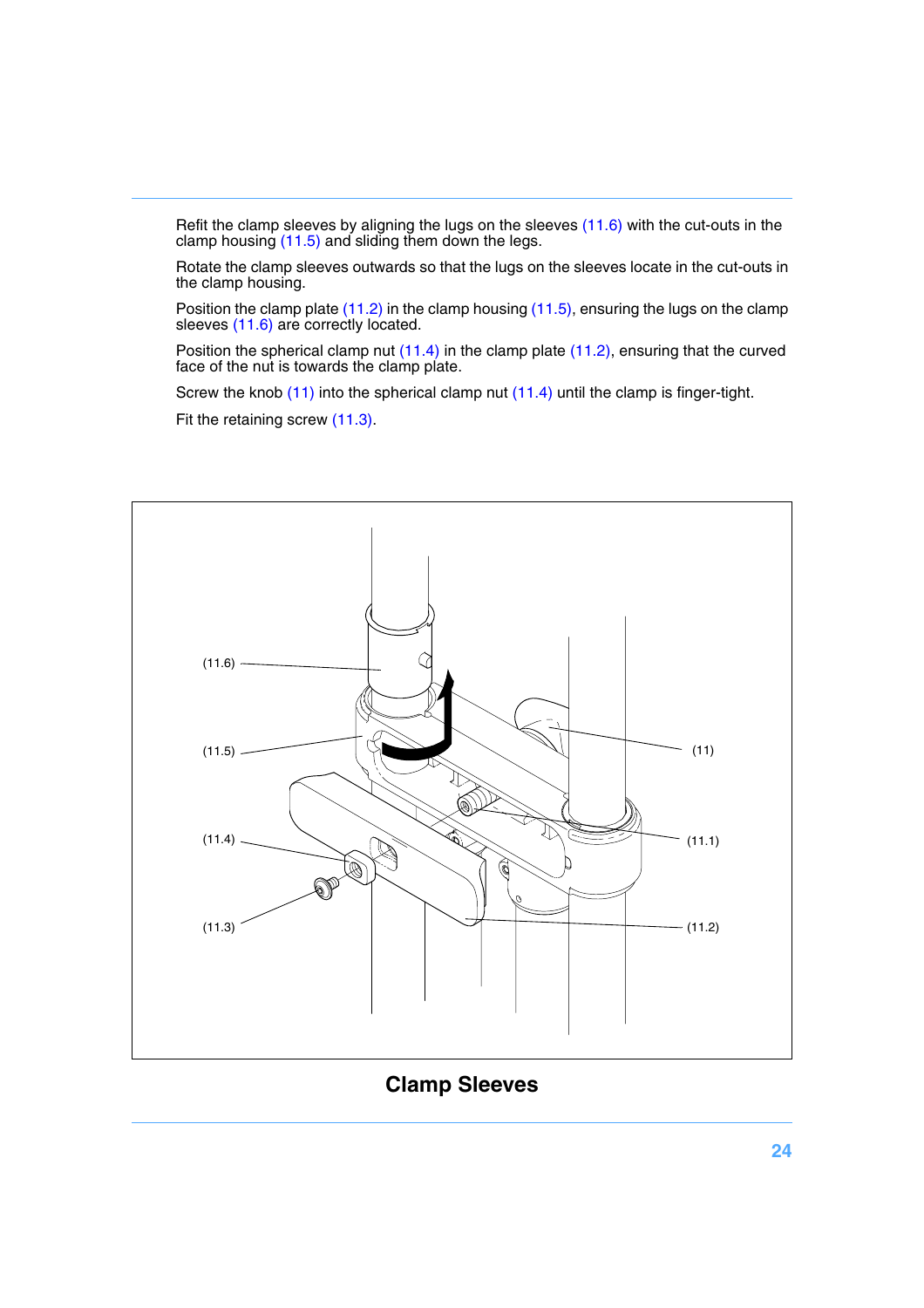Refit the clamp sleeves by aligning the lugs on the sleeves (11.6) with the cut-outs in the clamp housing (11.5) and sliding them down the legs.

Rotate the clamp sleeves outwards so that the lugs on the sleeves locate in the cut-outs in the clamp housing.

Position the clamp plate (11.2) in the clamp housing (11.5), ensuring the lugs on the clamp sleeves (11.6) are correctly located.

Position the spherical clamp nut (11.4) in the clamp plate (11.2), ensuring that the curved face of the nut is towards the clamp plate.

Screw the knob (11) into the spherical clamp nut (11.4) until the clamp is finger-tight.

Fit the retaining screw (11.3).

(11.6) (11.5) (11.4) (11.3) (11) (11.1) (11.2)

**Clamp Sleeves**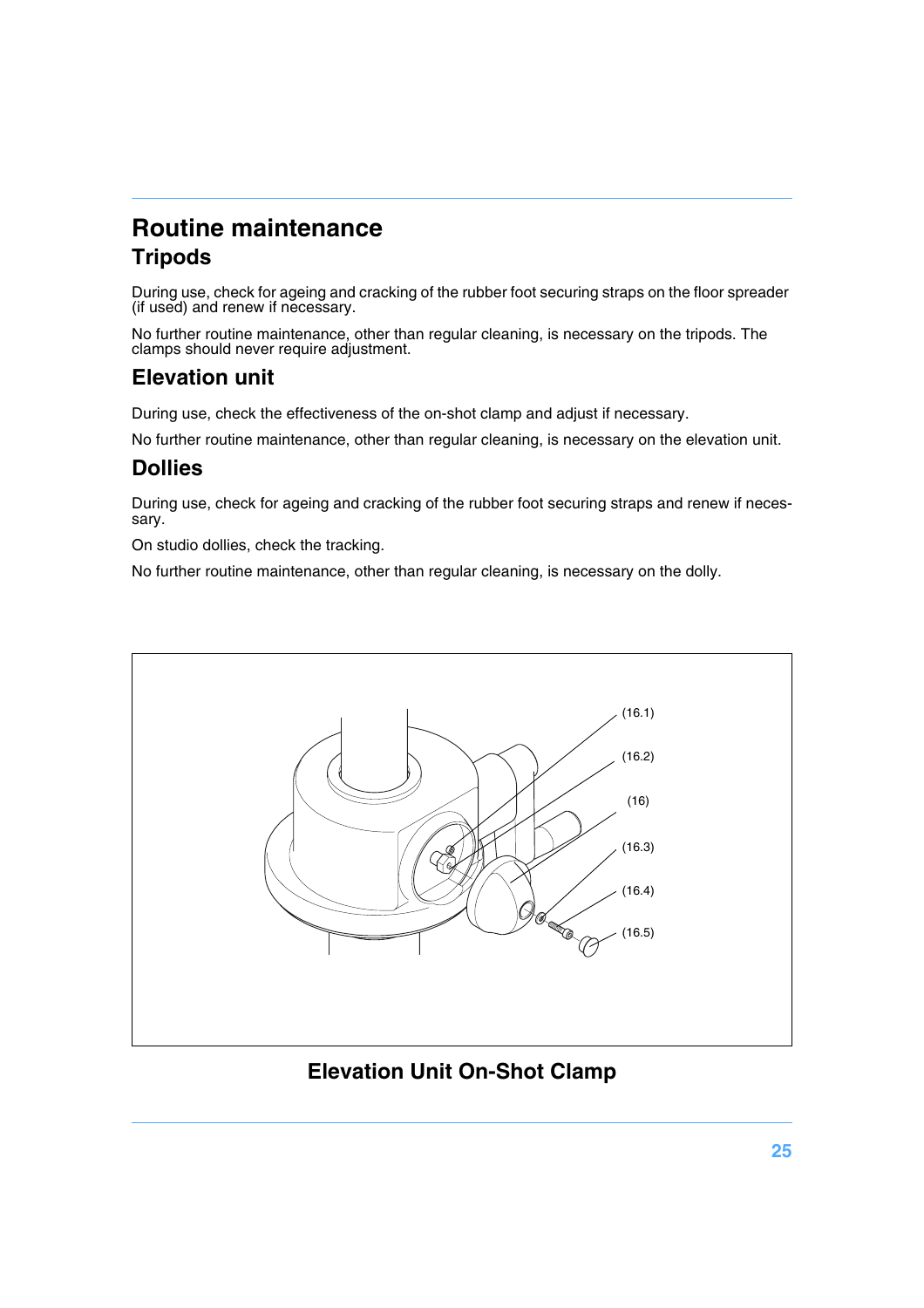# Routine maintenance

## Tripods

During use, check for ageing and cracking of the rubber foot securing straps on the floor spreader (if used) and renew if necessary.

No further routine maintenance, other than regular cleaning, is necessary on the tripods. The clamps should never require adjustment.

## Elevation unit

During use, check the effectiveness of the on-shot clamp and adjust if necessary.

No further routine maintenance, other than regular cleaning, is necessary on the elevation unit.

## Dollies

During use, check for ageing and cracking of the rubber foot securing straps and renew if necessary.

On studio dollies, check the tracking.

No further routine maintenance, other than regular cleaning, is necessary on the dolly.

(16.1)
(16.2)
(16)
(16.3)
(16.4)
(16.5)

**Elevation Unit On-Shot Clamp**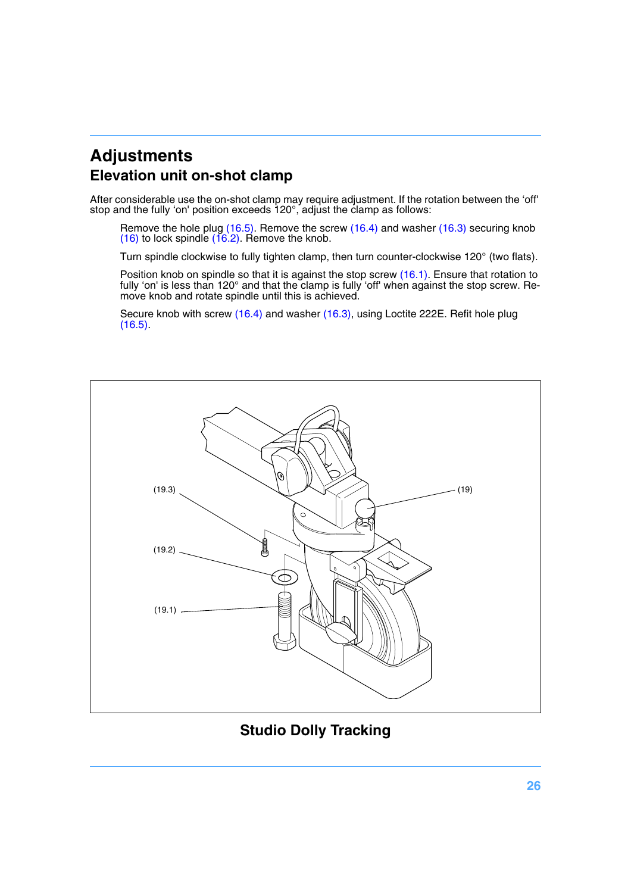# Adjustments

## Elevation unit on-shot clamp

After considerable use the on-shot clamp may require adjustment. If the rotation between the 'off' stop and the fully 'on' position exceeds 120°, adjust the clamp as follows:

Remove the hole plug (16.5). Remove the screw (16.4) and washer (16.3) securing knob (16) to lock spindle (16.2). Remove the knob.

Turn spindle clockwise to fully tighten clamp, then turn counter-clockwise 120° (two flats).

Position knob on spindle so that it is against the stop screw (16.1). Ensure that rotation to fully 'on' is less than 120° and that the clamp is fully 'off' when against the stop screw. Remove knob and rotate spindle until this is achieved.

Secure knob with screw (16.4) and washer (16.3), using Loctite 222E. Refit hole plug (16.5).

(19.3)

(19.2)

(19.1)

(19)

## Studio Dolly Tracking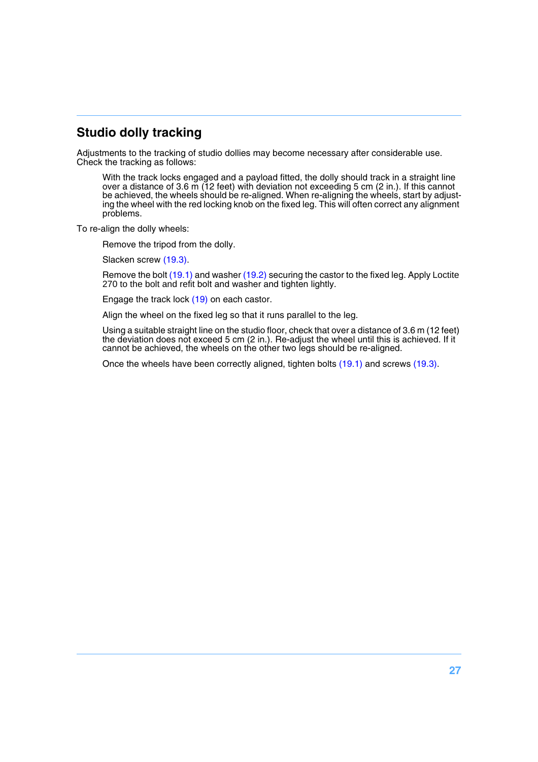## Studio dolly tracking

Adjustments to the tracking of studio dollies may become necessary after considerable use. Check the tracking as follows:

With the track locks engaged and a payload fitted, the dolly should track in a straight line over a distance of 3.6 m (12 feet) with deviation not exceeding 5 cm (2 in.). If this cannot be achieved, the wheels should be re-aligned. When re-aligning the wheels, start by adjusting the wheel with the red locking knob on the fixed leg. This will often correct any alignment problems.

To re-align the dolly wheels:

Remove the tripod from the dolly.

Slacken screw (19.3).

Remove the bolt (19.1) and washer (19.2) securing the castor to the fixed leg. Apply Loctite 270 to the bolt and refit bolt and washer and tighten lightly.

Engage the track lock (19) on each castor.

Align the wheel on the fixed leg so that it runs parallel to the leg.

Using a suitable straight line on the studio floor, check that over a distance of 3.6 m (12 feet) the deviation does not exceed 5 cm (2 in.). Re-adjust the wheel until this is achieved. If it cannot be achieved, the wheels on the other two legs should be re-aligned.

Once the wheels have been correctly aligned, tighten bolts (19.1) and screws (19.3).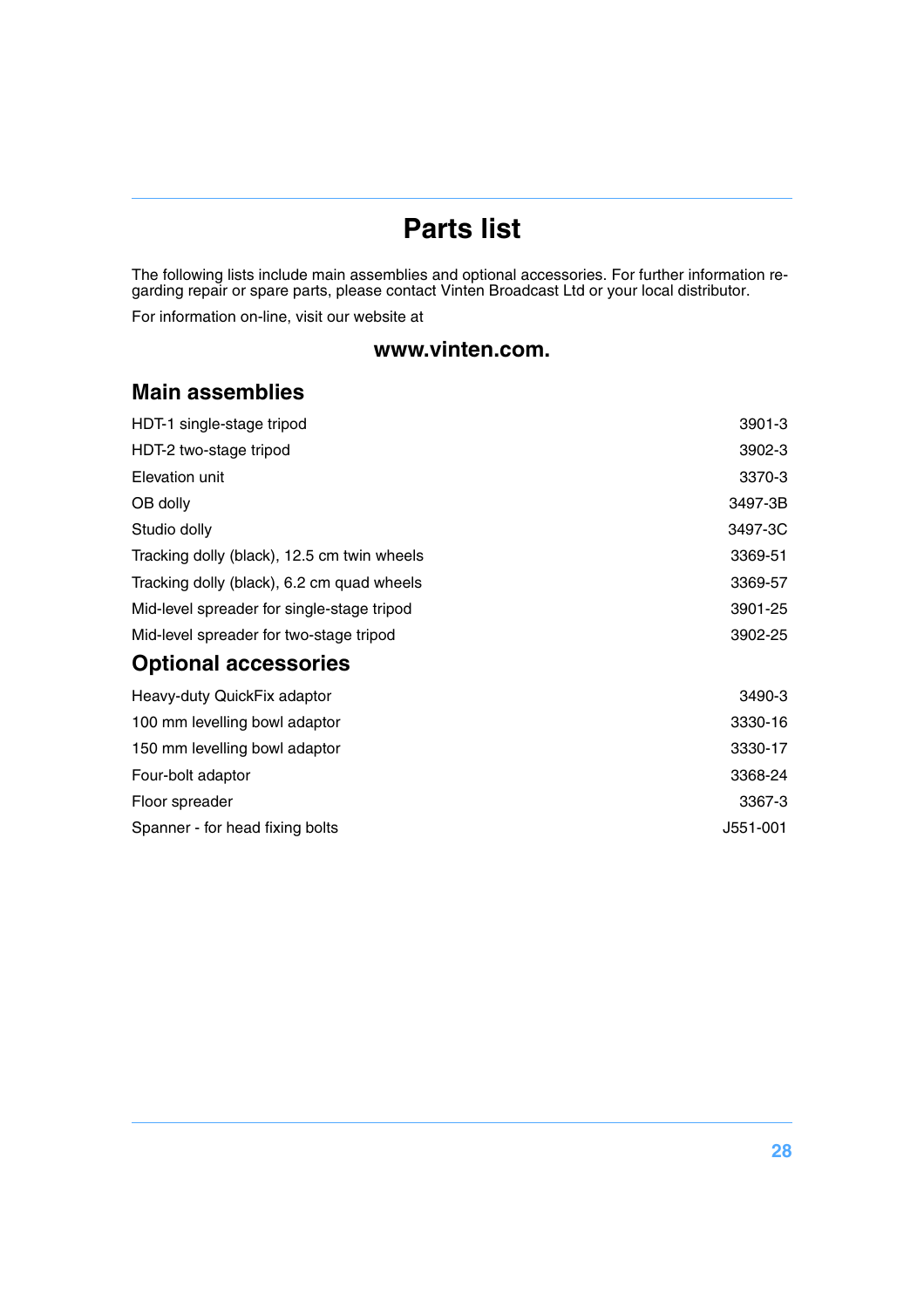# Parts list

The following lists include main assemblies and optional accessories. For further information regarding repair or spare parts, please contact Vinten Broadcast Ltd or your local distributor.

For information on-line, visit our website at

**www.vinten.com.**

## Main assemblies

| | |
|---|---|
| HDT-1 single-stage tripod | 3901-3 |
| HDT-2 two-stage tripod | 3902-3 |
| Elevation unit | 3370-3 |
| OB dolly | 3497-3B |
| Studio dolly | 3497-3C |
| Tracking dolly (black), 12.5 cm twin wheels | 3369-51 |
| Tracking dolly (black), 6.2 cm quad wheels | 3369-57 |
| Mid-level spreader for single-stage tripod | 3901-25 |
| Mid-level spreader for two-stage tripod | 3902-25 |

## Optional accessories

| | |
|---|---|
| Heavy-duty QuickFix adaptor | 3490-3 |
| 100 mm levelling bowl adaptor | 3330-16 |
| 150 mm levelling bowl adaptor | 3330-17 |
| Four-bolt adaptor | 3368-24 |
| Floor spreader | 3367-3 |
| Spanner - for head fixing bolts | J551-001 |